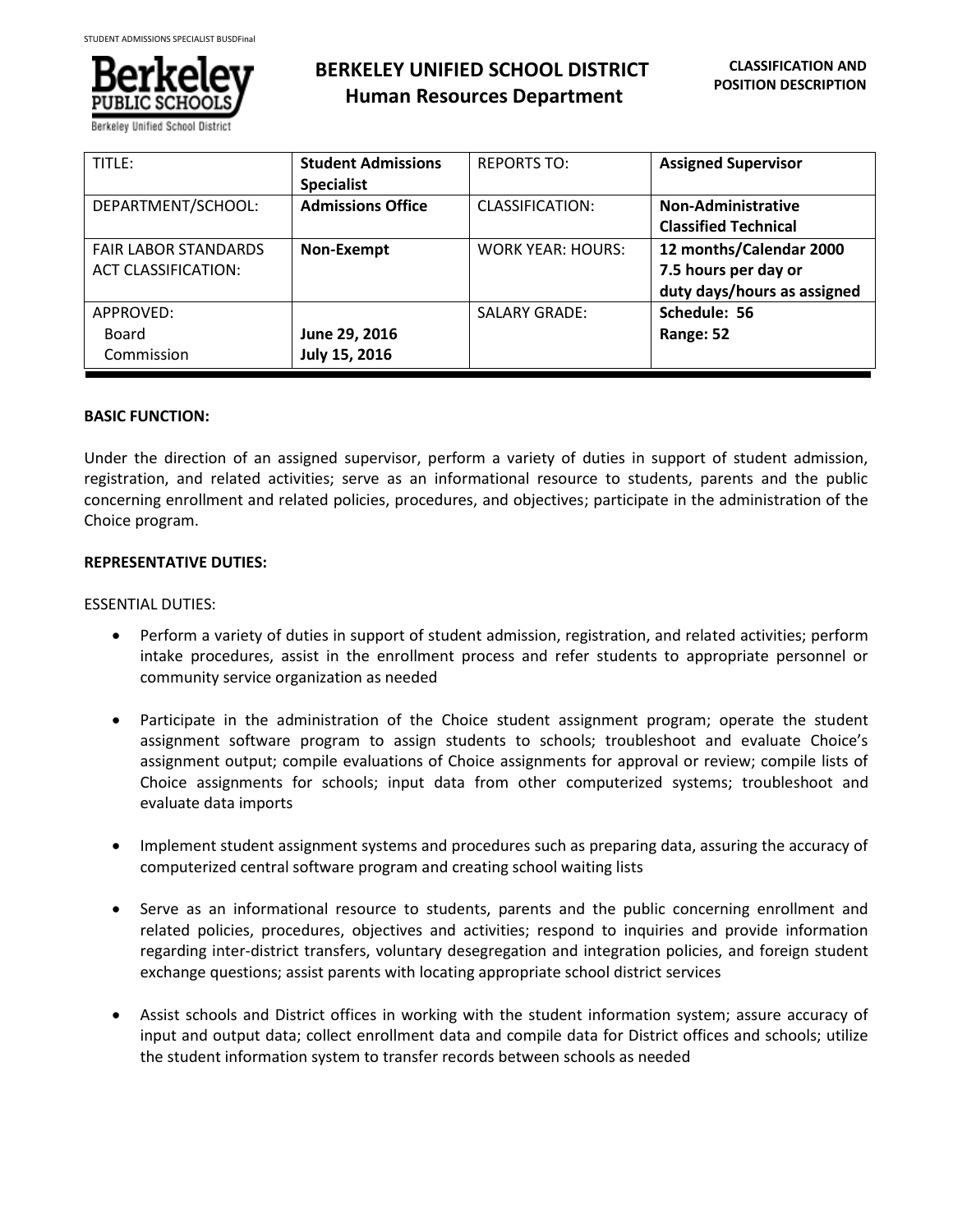# BERKELEY UNIFIED SCHOOL DISTRICT
## Human Resources Department

**CLASSIFICATION AND POSITION DESCRIPTION**

| TITLE: | **Student Admissions Specialist** | REPORTS TO: | **Assigned Supervisor** |
|---|---|---|---|
| DEPARTMENT/SCHOOL: | **Admissions Office** | CLASSIFICATION: | **Non-Administrative Classified Technical** |
| FAIR LABOR STANDARDS ACT CLASSIFICATION: | **Non-Exempt** | WORK YEAR: HOURS: | **12 months/Calendar 2000 7.5 hours per day or duty days/hours as assigned** |
| APPROVED: Board Commission | **June 29, 2016 July 15, 2016** | SALARY GRADE: | **Schedule: 56 Range: 52** |

**BASIC FUNCTION:**

Under the direction of an assigned supervisor, perform a variety of duties in support of student admission, registration, and related activities; serve as an informational resource to students, parents and the public concerning enrollment and related policies, procedures, and objectives; participate in the administration of the Choice program.

**REPRESENTATIVE DUTIES:**

ESSENTIAL DUTIES:

- Perform a variety of duties in support of student admission, registration, and related activities; perform intake procedures, assist in the enrollment process and refer students to appropriate personnel or community service organization as needed

- Participate in the administration of the Choice student assignment program; operate the student assignment software program to assign students to schools; troubleshoot and evaluate Choice's assignment output; compile evaluations of Choice assignments for approval or review; compile lists of Choice assignments for schools; input data from other computerized systems; troubleshoot and evaluate data imports

- Implement student assignment systems and procedures such as preparing data, assuring the accuracy of computerized central software program and creating school waiting lists

- Serve as an informational resource to students, parents and the public concerning enrollment and related policies, procedures, objectives and activities; respond to inquiries and provide information regarding inter-district transfers, voluntary desegregation and integration policies, and foreign student exchange questions; assist parents with locating appropriate school district services

- Assist schools and District offices in working with the student information system; assure accuracy of input and output data; collect enrollment data and compile data for District offices and schools; utilize the student information system to transfer records between schools as needed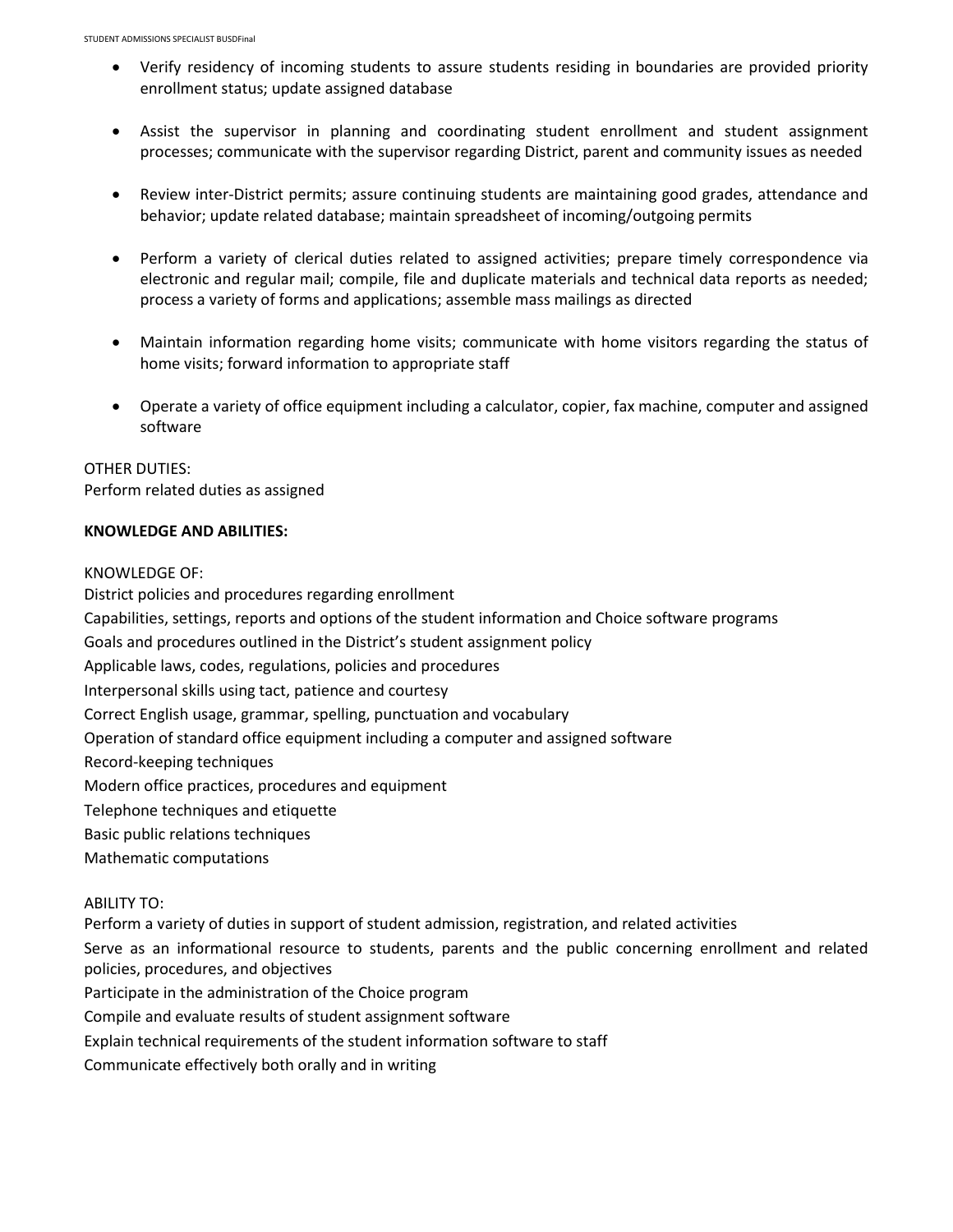- Verify residency of incoming students to assure students residing in boundaries are provided priority enrollment status; update assigned database

- Assist the supervisor in planning and coordinating student enrollment and student assignment processes; communicate with the supervisor regarding District, parent and community issues as needed

- Review inter-District permits; assure continuing students are maintaining good grades, attendance and behavior; update related database; maintain spreadsheet of incoming/outgoing permits

- Perform a variety of clerical duties related to assigned activities; prepare timely correspondence via electronic and regular mail; compile, file and duplicate materials and technical data reports as needed; process a variety of forms and applications; assemble mass mailings as directed

- Maintain information regarding home visits; communicate with home visitors regarding the status of home visits; forward information to appropriate staff

- Operate a variety of office equipment including a calculator, copier, fax machine, computer and assigned software

OTHER DUTIES:
Perform related duties as assigned

**KNOWLEDGE AND ABILITIES:**

KNOWLEDGE OF:
District policies and procedures regarding enrollment
Capabilities, settings, reports and options of the student information and Choice software programs
Goals and procedures outlined in the District's student assignment policy
Applicable laws, codes, regulations, policies and procedures
Interpersonal skills using tact, patience and courtesy
Correct English usage, grammar, spelling, punctuation and vocabulary
Operation of standard office equipment including a computer and assigned software
Record-keeping techniques
Modern office practices, procedures and equipment
Telephone techniques and etiquette
Basic public relations techniques
Mathematic computations

ABILITY TO:
Perform a variety of duties in support of student admission, registration, and related activities
Serve as an informational resource to students, parents and the public concerning enrollment and related policies, procedures, and objectives
Participate in the administration of the Choice program
Compile and evaluate results of student assignment software
Explain technical requirements of the student information software to staff
Communicate effectively both orally and in writing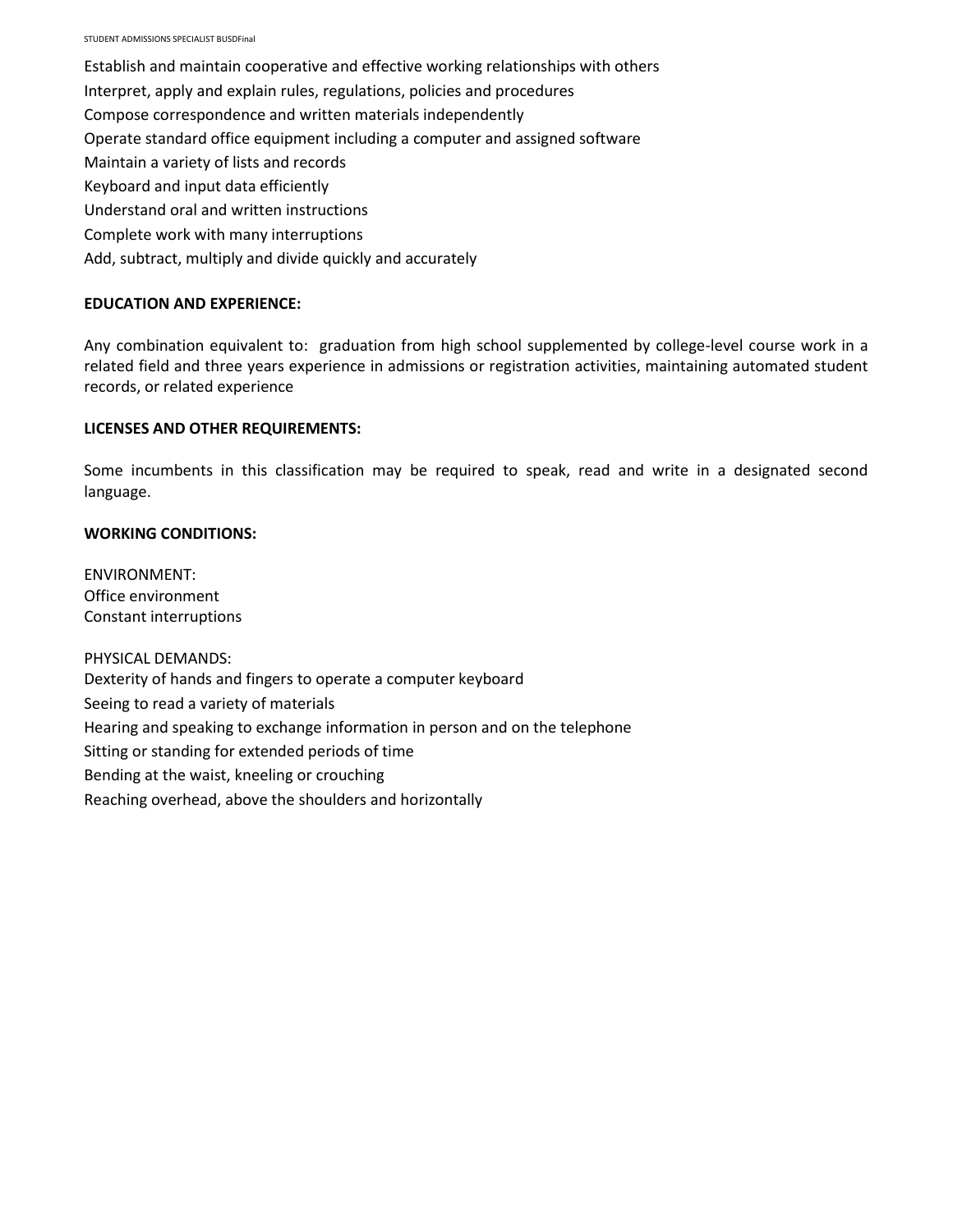Establish and maintain cooperative and effective working relationships with others
Interpret, apply and explain rules, regulations, policies and procedures
Compose correspondence and written materials independently
Operate standard office equipment including a computer and assigned software
Maintain a variety of lists and records
Keyboard and input data efficiently
Understand oral and written instructions
Complete work with many interruptions
Add, subtract, multiply and divide quickly and accurately

**EDUCATION AND EXPERIENCE:**

Any combination equivalent to: graduation from high school supplemented by college-level course work in a related field and three years experience in admissions or registration activities, maintaining automated student records, or related experience

**LICENSES AND OTHER REQUIREMENTS:**

Some incumbents in this classification may be required to speak, read and write in a designated second language.

**WORKING CONDITIONS:**

ENVIRONMENT:
Office environment
Constant interruptions

PHYSICAL DEMANDS:
Dexterity of hands and fingers to operate a computer keyboard
Seeing to read a variety of materials
Hearing and speaking to exchange information in person and on the telephone
Sitting or standing for extended periods of time
Bending at the waist, kneeling or crouching
Reaching overhead, above the shoulders and horizontally